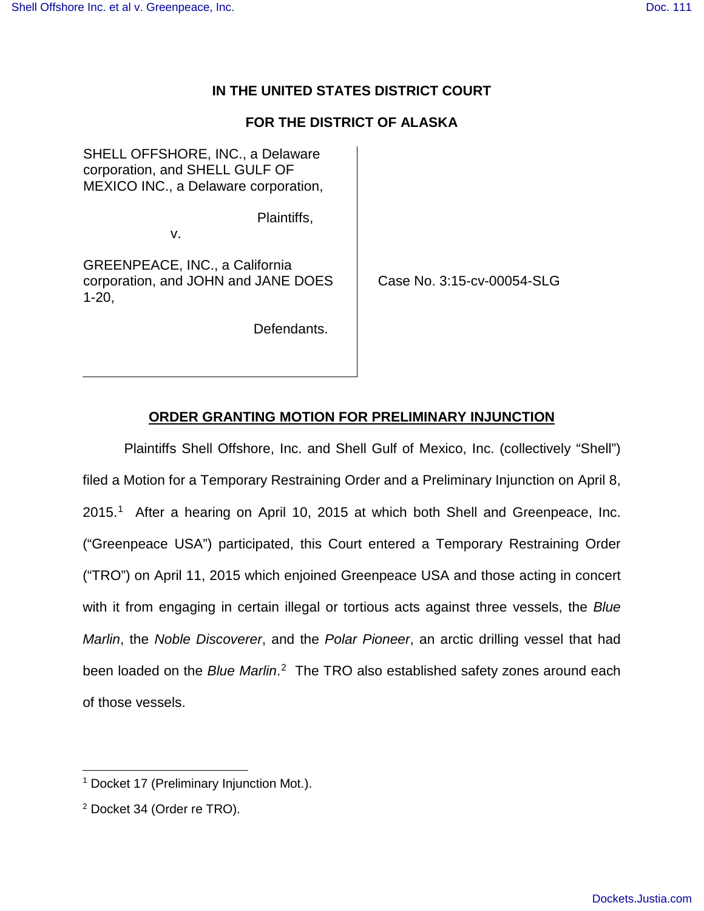**IN THE UNITED STATES DISTRICT COURT**

**FOR THE DISTRICT OF ALASKA**

| | |
|---|---|
| SHELL OFFSHORE, INC., a Delaware corporation, and SHELL GULF OF MEXICO INC., a Delaware corporation,<br><br>Plaintiffs,<br>v.<br><br>GREENPEACE, INC., a California corporation, and JOHN and JANE DOES 1-20,<br><br>Defendants. | Case No. 3:15-cv-00054-SLG |

**ORDER GRANTING MOTION FOR PRELIMINARY INJUNCTION**

Plaintiffs Shell Offshore, Inc. and Shell Gulf of Mexico, Inc. (collectively "Shell") filed a Motion for a Temporary Restraining Order and a Preliminary Injunction on April 8, 2015.[1] After a hearing on April 10, 2015 at which both Shell and Greenpeace, Inc. ("Greenpeace USA") participated, this Court entered a Temporary Restraining Order ("TRO") on April 11, 2015 which enjoined Greenpeace USA and those acting in concert with it from engaging in certain illegal or tortious acts against three vessels, the *Blue Marlin*, the *Noble Discoverer*, and the *Polar Pioneer*, an arctic drilling vessel that had been loaded on the *Blue Marlin*.[2] The TRO also established safety zones around each of those vessels.

---

[1] Docket 17 (Preliminary Injunction Mot.).

[2] Docket 34 (Order re TRO).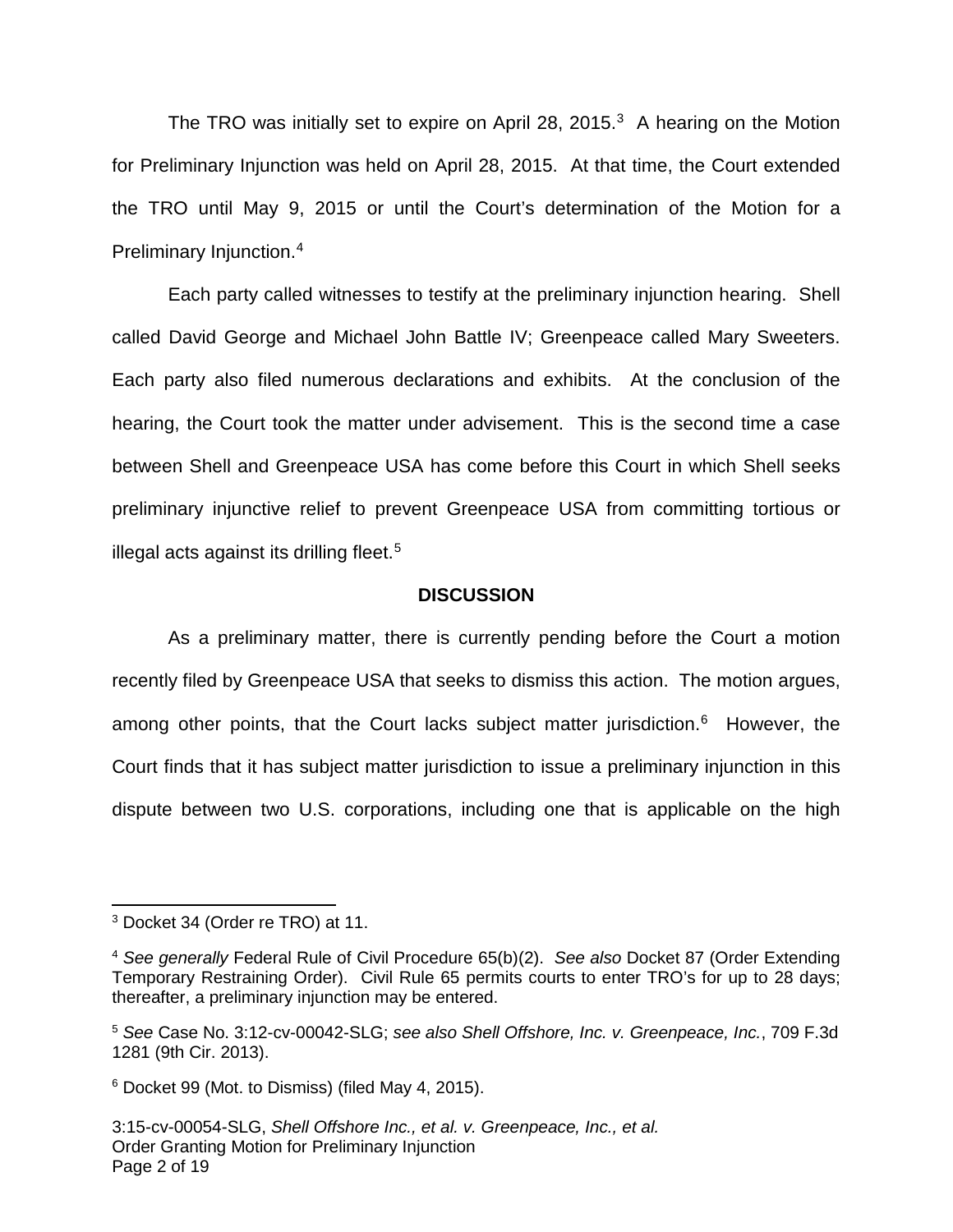The TRO was initially set to expire on April 28, 2015.[3] A hearing on the Motion for Preliminary Injunction was held on April 28, 2015. At that time, the Court extended the TRO until May 9, 2015 or until the Court's determination of the Motion for a Preliminary Injunction.[4]

Each party called witnesses to testify at the preliminary injunction hearing. Shell called David George and Michael John Battle IV; Greenpeace called Mary Sweeters. Each party also filed numerous declarations and exhibits. At the conclusion of the hearing, the Court took the matter under advisement. This is the second time a case between Shell and Greenpeace USA has come before this Court in which Shell seeks preliminary injunctive relief to prevent Greenpeace USA from committing tortious or illegal acts against its drilling fleet.[5]

**DISCUSSION**

As a preliminary matter, there is currently pending before the Court a motion recently filed by Greenpeace USA that seeks to dismiss this action. The motion argues, among other points, that the Court lacks subject matter jurisdiction.[6] However, the Court finds that it has subject matter jurisdiction to issue a preliminary injunction in this dispute between two U.S. corporations, including one that is applicable on the high

---

[3] Docket 34 (Order re TRO) at 11.

[4] *See generally* Federal Rule of Civil Procedure 65(b)(2). *See also* Docket 87 (Order Extending Temporary Restraining Order). Civil Rule 65 permits courts to enter TRO's for up to 28 days; thereafter, a preliminary injunction may be entered.

[5] *See* Case No. 3:12-cv-00042-SLG; *see also Shell Offshore, Inc. v. Greenpeace, Inc.*, 709 F.3d 1281 (9th Cir. 2013).

[6] Docket 99 (Mot. to Dismiss) (filed May 4, 2015).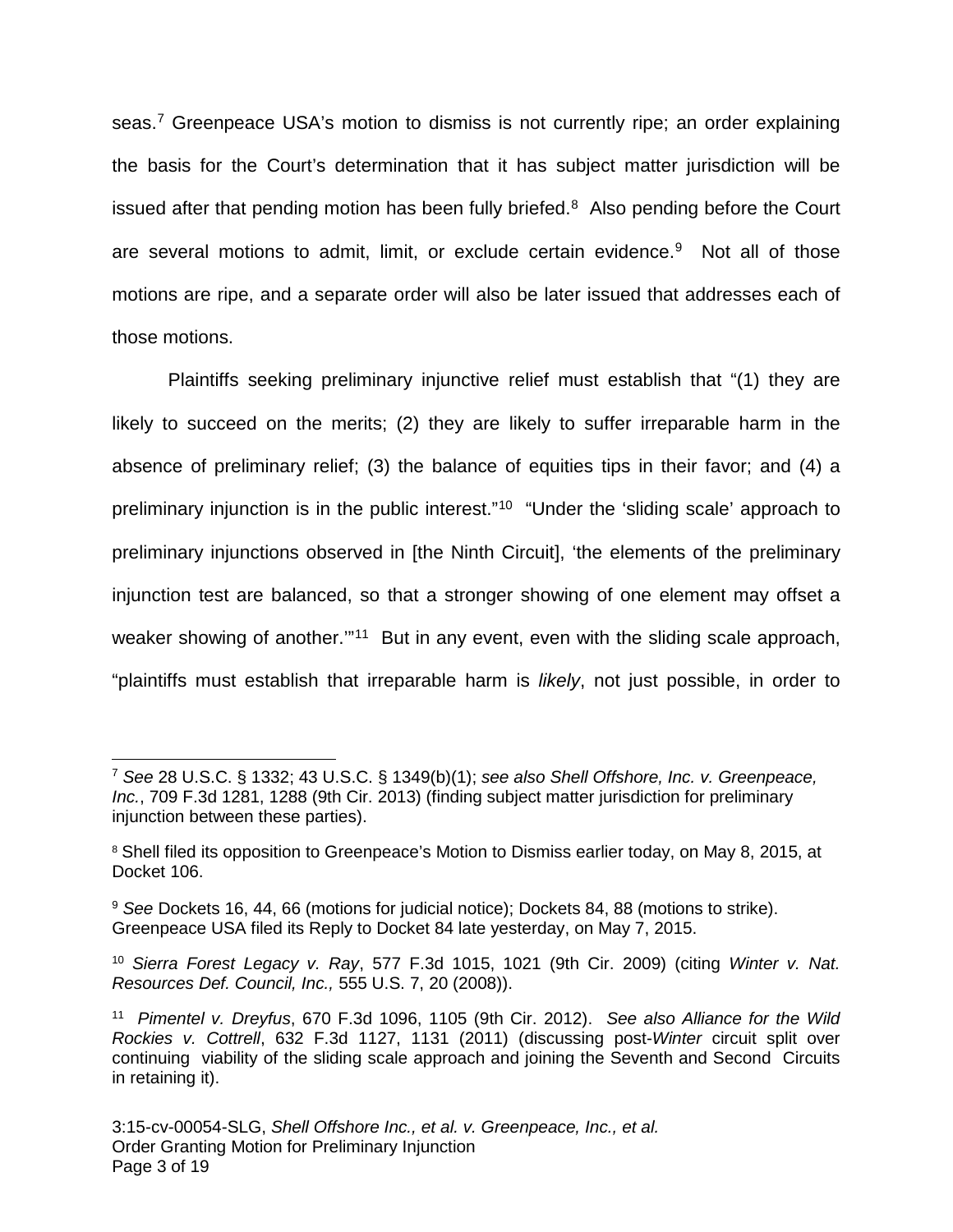seas.[7] Greenpeace USA's motion to dismiss is not currently ripe; an order explaining the basis for the Court's determination that it has subject matter jurisdiction will be issued after that pending motion has been fully briefed.[8] Also pending before the Court are several motions to admit, limit, or exclude certain evidence.[9] Not all of those motions are ripe, and a separate order will also be later issued that addresses each of those motions.

Plaintiffs seeking preliminary injunctive relief must establish that "(1) they are likely to succeed on the merits; (2) they are likely to suffer irreparable harm in the absence of preliminary relief; (3) the balance of equities tips in their favor; and (4) a preliminary injunction is in the public interest."[10] "Under the 'sliding scale' approach to preliminary injunctions observed in [the Ninth Circuit], 'the elements of the preliminary injunction test are balanced, so that a stronger showing of one element may offset a weaker showing of another.'"[11] But in any event, even with the sliding scale approach, "plaintiffs must establish that irreparable harm is *likely*, not just possible, in order to

---

[7] *See* 28 U.S.C. § 1332; 43 U.S.C. § 1349(b)(1); *see also Shell Offshore, Inc. v. Greenpeace, Inc.*, 709 F.3d 1281, 1288 (9th Cir. 2013) (finding subject matter jurisdiction for preliminary injunction between these parties).

[8] Shell filed its opposition to Greenpeace's Motion to Dismiss earlier today, on May 8, 2015, at Docket 106.

[9] *See* Dockets 16, 44, 66 (motions for judicial notice); Dockets 84, 88 (motions to strike). Greenpeace USA filed its Reply to Docket 84 late yesterday, on May 7, 2015.

[10] *Sierra Forest Legacy v. Ray*, 577 F.3d 1015, 1021 (9th Cir. 2009) (citing *Winter v. Nat. Resources Def. Council, Inc.,* 555 U.S. 7, 20 (2008)).

[11] *Pimentel v. Dreyfus*, 670 F.3d 1096, 1105 (9th Cir. 2012). *See also Alliance for the Wild Rockies v. Cottrell*, 632 F.3d 1127, 1131 (2011) (discussing post-*Winter* circuit split over continuing viability of the sliding scale approach and joining the Seventh and Second Circuits in retaining it).

3:15-cv-00054-SLG, *Shell Offshore Inc., et al. v. Greenpeace, Inc., et al.*
Order Granting Motion for Preliminary Injunction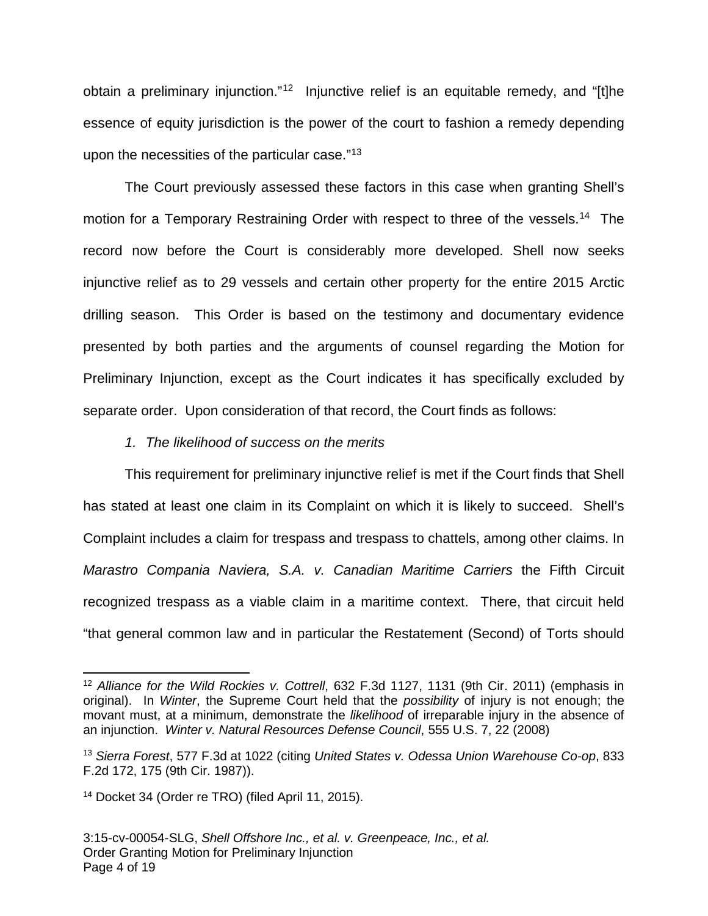obtain a preliminary injunction."[12] Injunctive relief is an equitable remedy, and "[t]he essence of equity jurisdiction is the power of the court to fashion a remedy depending upon the necessities of the particular case."[13]

The Court previously assessed these factors in this case when granting Shell's motion for a Temporary Restraining Order with respect to three of the vessels.[14] The record now before the Court is considerably more developed. Shell now seeks injunctive relief as to 29 vessels and certain other property for the entire 2015 Arctic drilling season. This Order is based on the testimony and documentary evidence presented by both parties and the arguments of counsel regarding the Motion for Preliminary Injunction, except as the Court indicates it has specifically excluded by separate order. Upon consideration of that record, the Court finds as follows:

*1. The likelihood of success on the merits*

This requirement for preliminary injunctive relief is met if the Court finds that Shell has stated at least one claim in its Complaint on which it is likely to succeed. Shell's Complaint includes a claim for trespass and trespass to chattels, among other claims. In *Marastro Compania Naviera, S.A. v. Canadian Maritime Carriers* the Fifth Circuit recognized trespass as a viable claim in a maritime context. There, that circuit held "that general common law and in particular the Restatement (Second) of Torts should

---

[12] *Alliance for the Wild Rockies v. Cottrell*, 632 F.3d 1127, 1131 (9th Cir. 2011) (emphasis in original). In *Winter*, the Supreme Court held that the *possibility* of injury is not enough; the movant must, at a minimum, demonstrate the *likelihood* of irreparable injury in the absence of an injunction. *Winter v. Natural Resources Defense Council*, 555 U.S. 7, 22 (2008)

[13] *Sierra Forest*, 577 F.3d at 1022 (citing *United States v. Odessa Union Warehouse Co-op*, 833 F.2d 172, 175 (9th Cir. 1987)).

[14] Docket 34 (Order re TRO) (filed April 11, 2015).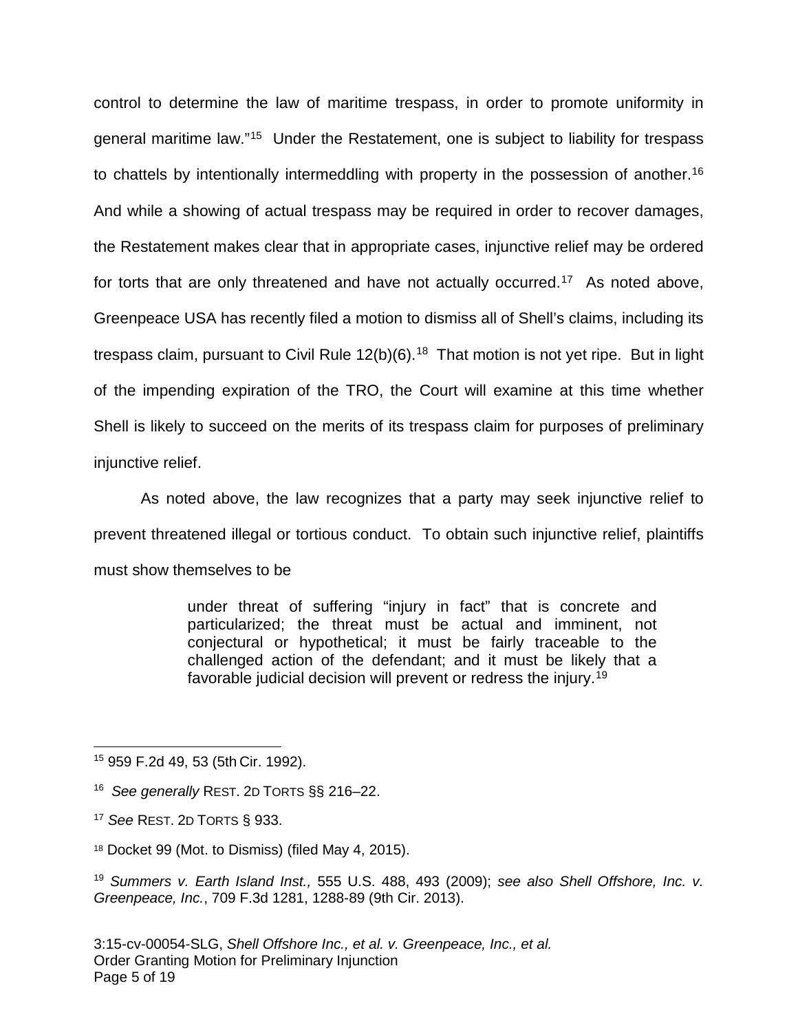control to determine the law of maritime trespass, in order to promote uniformity in general maritime law."[15] Under the Restatement, one is subject to liability for trespass to chattels by intentionally intermeddling with property in the possession of another.[16] And while a showing of actual trespass may be required in order to recover damages, the Restatement makes clear that in appropriate cases, injunctive relief may be ordered for torts that are only threatened and have not actually occurred.[17] As noted above, Greenpeace USA has recently filed a motion to dismiss all of Shell's claims, including its trespass claim, pursuant to Civil Rule 12(b)(6).[18] That motion is not yet ripe. But in light of the impending expiration of the TRO, the Court will examine at this time whether Shell is likely to succeed on the merits of its trespass claim for purposes of preliminary injunctive relief.

As noted above, the law recognizes that a party may seek injunctive relief to prevent threatened illegal or tortious conduct. To obtain such injunctive relief, plaintiffs must show themselves to be

> under threat of suffering "injury in fact" that is concrete and particularized; the threat must be actual and imminent, not conjectural or hypothetical; it must be fairly traceable to the challenged action of the defendant; and it must be likely that a favorable judicial decision will prevent or redress the injury.[19]

---

[15] 959 F.2d 49, 53 (5th Cir. 1992).

[16] *See generally* REST. 2D TORTS §§ 216–22.

[17] *See* REST. 2D TORTS § 933.

[18] Docket 99 (Mot. to Dismiss) (filed May 4, 2015).

[19] *Summers v. Earth Island Inst.,* 555 U.S. 488, 493 (2009); *see also Shell Offshore, Inc. v. Greenpeace, Inc.*, 709 F.3d 1281, 1288-89 (9th Cir. 2013).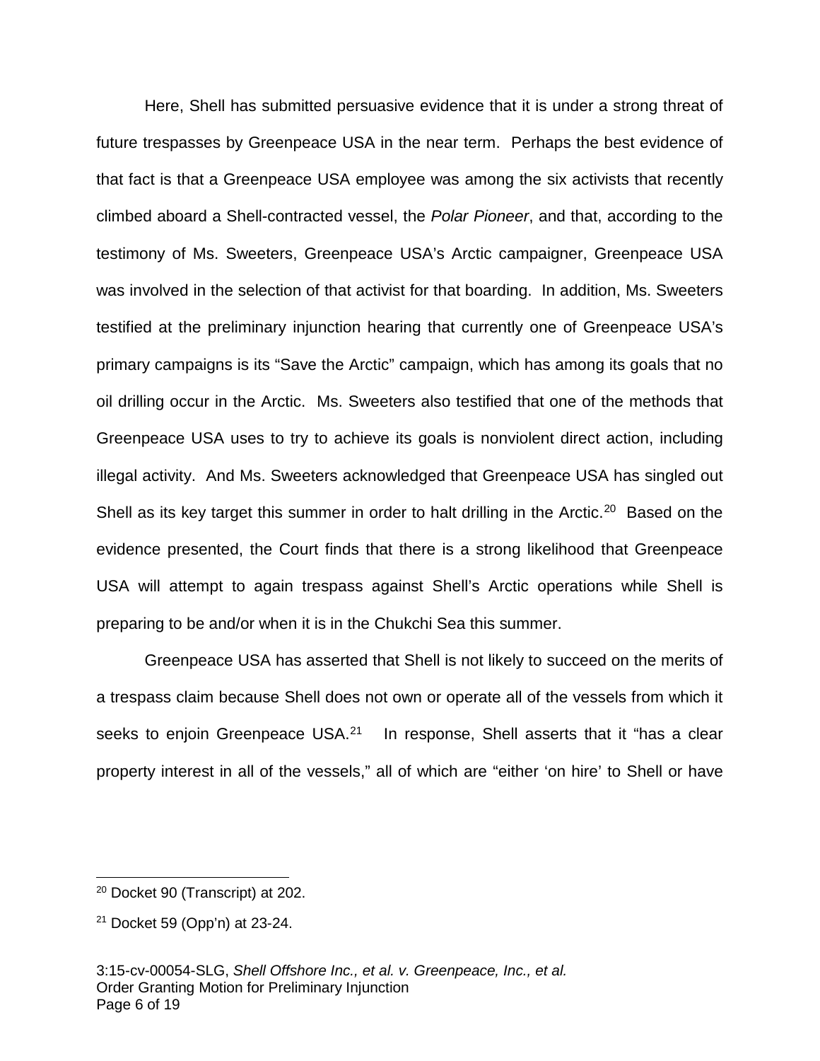Here, Shell has submitted persuasive evidence that it is under a strong threat of future trespasses by Greenpeace USA in the near term. Perhaps the best evidence of that fact is that a Greenpeace USA employee was among the six activists that recently climbed aboard a Shell-contracted vessel, the *Polar Pioneer*, and that, according to the testimony of Ms. Sweeters, Greenpeace USA's Arctic campaigner, Greenpeace USA was involved in the selection of that activist for that boarding. In addition, Ms. Sweeters testified at the preliminary injunction hearing that currently one of Greenpeace USA's primary campaigns is its "Save the Arctic" campaign, which has among its goals that no oil drilling occur in the Arctic. Ms. Sweeters also testified that one of the methods that Greenpeace USA uses to try to achieve its goals is nonviolent direct action, including illegal activity. And Ms. Sweeters acknowledged that Greenpeace USA has singled out Shell as its key target this summer in order to halt drilling in the Arctic.[20] Based on the evidence presented, the Court finds that there is a strong likelihood that Greenpeace USA will attempt to again trespass against Shell's Arctic operations while Shell is preparing to be and/or when it is in the Chukchi Sea this summer.

Greenpeace USA has asserted that Shell is not likely to succeed on the merits of a trespass claim because Shell does not own or operate all of the vessels from which it seeks to enjoin Greenpeace USA.[21] In response, Shell asserts that it "has a clear property interest in all of the vessels," all of which are "either 'on hire' to Shell or have

---

[20] Docket 90 (Transcript) at 202.

[21] Docket 59 (Opp'n) at 23-24.

3:15-cv-00054-SLG, *Shell Offshore Inc., et al. v. Greenpeace, Inc., et al.*
Order Granting Motion for Preliminary Injunction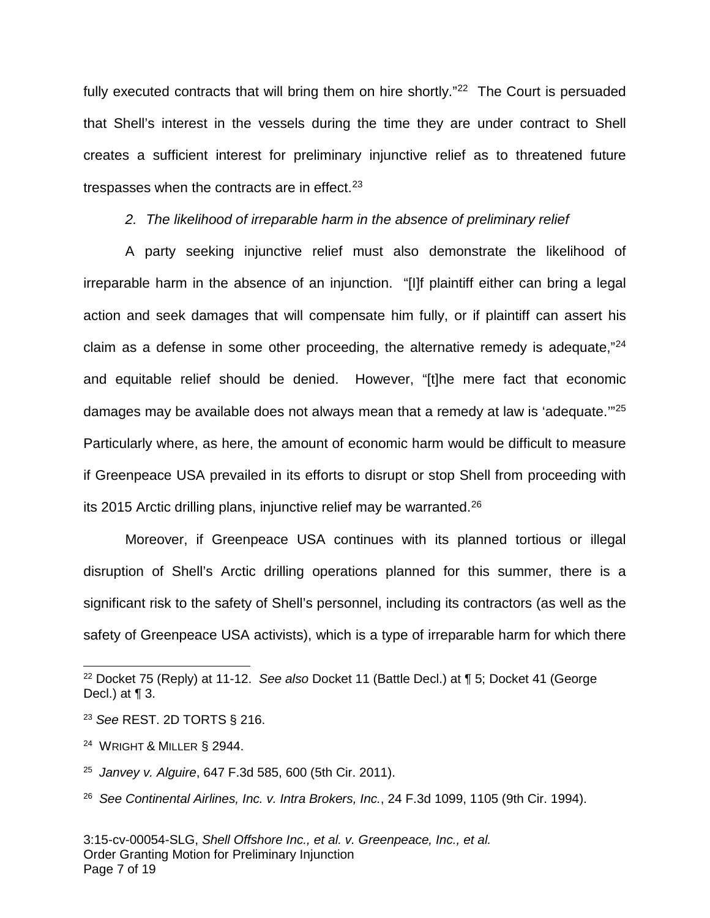fully executed contracts that will bring them on hire shortly."[22] The Court is persuaded that Shell's interest in the vessels during the time they are under contract to Shell creates a sufficient interest for preliminary injunctive relief as to threatened future trespasses when the contracts are in effect.[23]

*2. The likelihood of irreparable harm in the absence of preliminary relief*

A party seeking injunctive relief must also demonstrate the likelihood of irreparable harm in the absence of an injunction. "[I]f plaintiff either can bring a legal action and seek damages that will compensate him fully, or if plaintiff can assert his claim as a defense in some other proceeding, the alternative remedy is adequate,"[24] and equitable relief should be denied. However, "[t]he mere fact that economic damages may be available does not always mean that a remedy at law is 'adequate.'"[25] Particularly where, as here, the amount of economic harm would be difficult to measure if Greenpeace USA prevailed in its efforts to disrupt or stop Shell from proceeding with its 2015 Arctic drilling plans, injunctive relief may be warranted.[26]

Moreover, if Greenpeace USA continues with its planned tortious or illegal disruption of Shell's Arctic drilling operations planned for this summer, there is a significant risk to the safety of Shell's personnel, including its contractors (as well as the safety of Greenpeace USA activists), which is a type of irreparable harm for which there

---

[22] Docket 75 (Reply) at 11-12. *See also* Docket 11 (Battle Decl.) at ¶ 5; Docket 41 (George Decl.) at ¶ 3.

[23] *See* REST. 2D TORTS § 216.

[24] WRIGHT & MILLER § 2944.

[25] *Janvey v. Alguire*, 647 F.3d 585, 600 (5th Cir. 2011).

[26] *See Continental Airlines, Inc. v. Intra Brokers, Inc.*, 24 F.3d 1099, 1105 (9th Cir. 1994).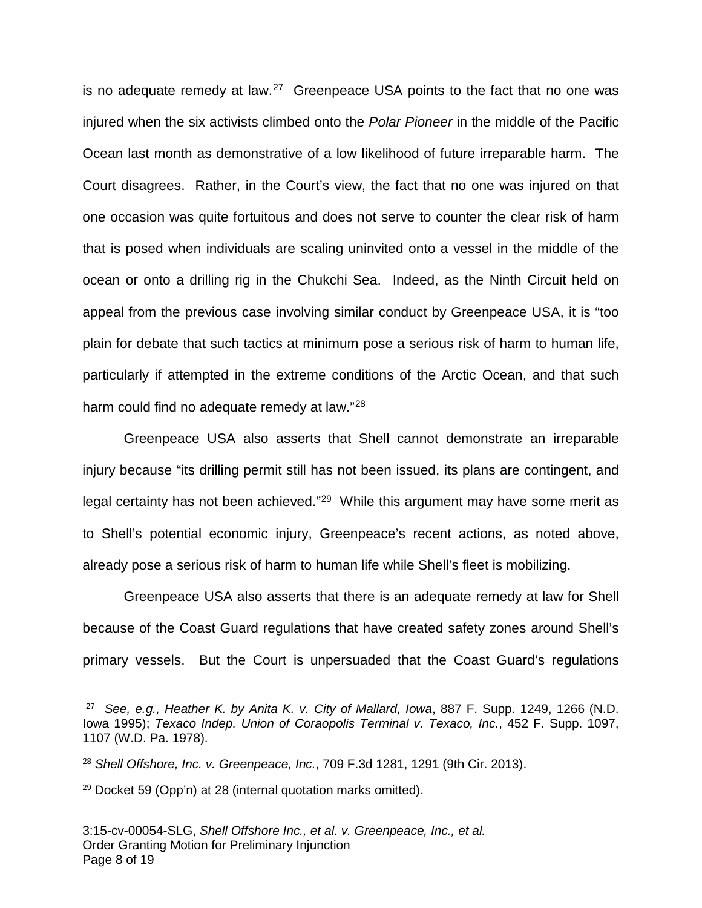is no adequate remedy at law.[27] Greenpeace USA points to the fact that no one was injured when the six activists climbed onto the *Polar Pioneer* in the middle of the Pacific Ocean last month as demonstrative of a low likelihood of future irreparable harm. The Court disagrees. Rather, in the Court's view, the fact that no one was injured on that one occasion was quite fortuitous and does not serve to counter the clear risk of harm that is posed when individuals are scaling uninvited onto a vessel in the middle of the ocean or onto a drilling rig in the Chukchi Sea. Indeed, as the Ninth Circuit held on appeal from the previous case involving similar conduct by Greenpeace USA, it is "too plain for debate that such tactics at minimum pose a serious risk of harm to human life, particularly if attempted in the extreme conditions of the Arctic Ocean, and that such harm could find no adequate remedy at law."[28]

Greenpeace USA also asserts that Shell cannot demonstrate an irreparable injury because "its drilling permit still has not been issued, its plans are contingent, and legal certainty has not been achieved."[29] While this argument may have some merit as to Shell's potential economic injury, Greenpeace's recent actions, as noted above, already pose a serious risk of harm to human life while Shell's fleet is mobilizing.

Greenpeace USA also asserts that there is an adequate remedy at law for Shell because of the Coast Guard regulations that have created safety zones around Shell's primary vessels. But the Court is unpersuaded that the Coast Guard's regulations

---

[27] *See, e.g., Heather K. by Anita K. v. City of Mallard, Iowa*, 887 F. Supp. 1249, 1266 (N.D. Iowa 1995); *Texaco Indep. Union of Coraopolis Terminal v. Texaco, Inc.*, 452 F. Supp. 1097, 1107 (W.D. Pa. 1978).

[28] *Shell Offshore, Inc. v. Greenpeace, Inc.*, 709 F.3d 1281, 1291 (9th Cir. 2013).

[29] Docket 59 (Opp'n) at 28 (internal quotation marks omitted).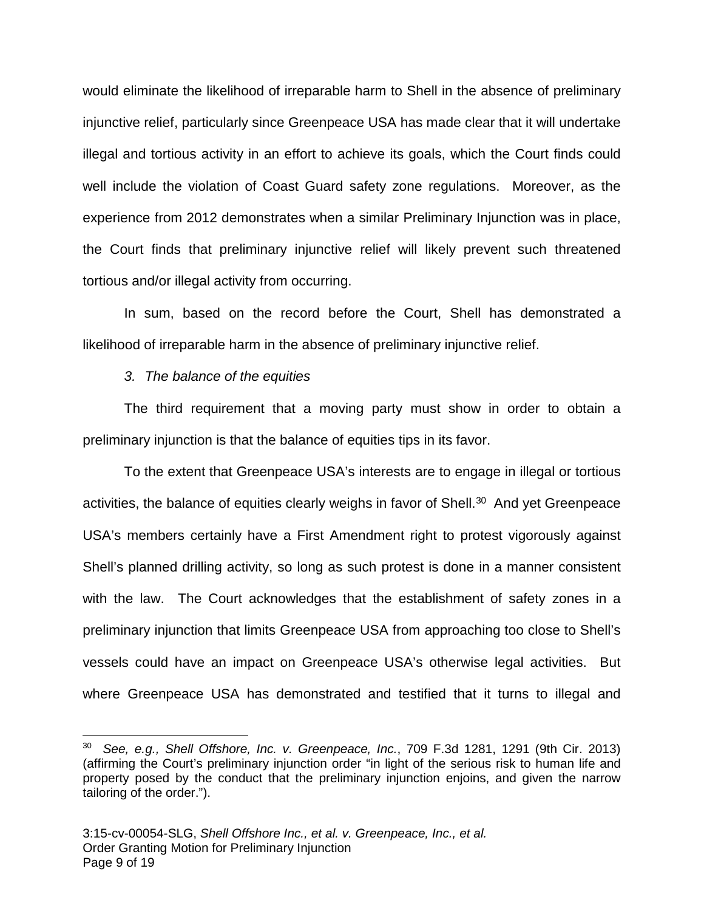would eliminate the likelihood of irreparable harm to Shell in the absence of preliminary injunctive relief, particularly since Greenpeace USA has made clear that it will undertake illegal and tortious activity in an effort to achieve its goals, which the Court finds could well include the violation of Coast Guard safety zone regulations. Moreover, as the experience from 2012 demonstrates when a similar Preliminary Injunction was in place, the Court finds that preliminary injunctive relief will likely prevent such threatened tortious and/or illegal activity from occurring.

In sum, based on the record before the Court, Shell has demonstrated a likelihood of irreparable harm in the absence of preliminary injunctive relief.

*3. The balance of the equities*

The third requirement that a moving party must show in order to obtain a preliminary injunction is that the balance of equities tips in its favor.

To the extent that Greenpeace USA's interests are to engage in illegal or tortious activities, the balance of equities clearly weighs in favor of Shell.[30] And yet Greenpeace USA's members certainly have a First Amendment right to protest vigorously against Shell's planned drilling activity, so long as such protest is done in a manner consistent with the law. The Court acknowledges that the establishment of safety zones in a preliminary injunction that limits Greenpeace USA from approaching too close to Shell's vessels could have an impact on Greenpeace USA's otherwise legal activities. But where Greenpeace USA has demonstrated and testified that it turns to illegal and

---

[30] *See, e.g., Shell Offshore, Inc. v. Greenpeace, Inc.*, 709 F.3d 1281, 1291 (9th Cir. 2013) (affirming the Court's preliminary injunction order "in light of the serious risk to human life and property posed by the conduct that the preliminary injunction enjoins, and given the narrow tailoring of the order.").

3:15-cv-00054-SLG, *Shell Offshore Inc., et al. v. Greenpeace, Inc., et al.*
Order Granting Motion for Preliminary Injunction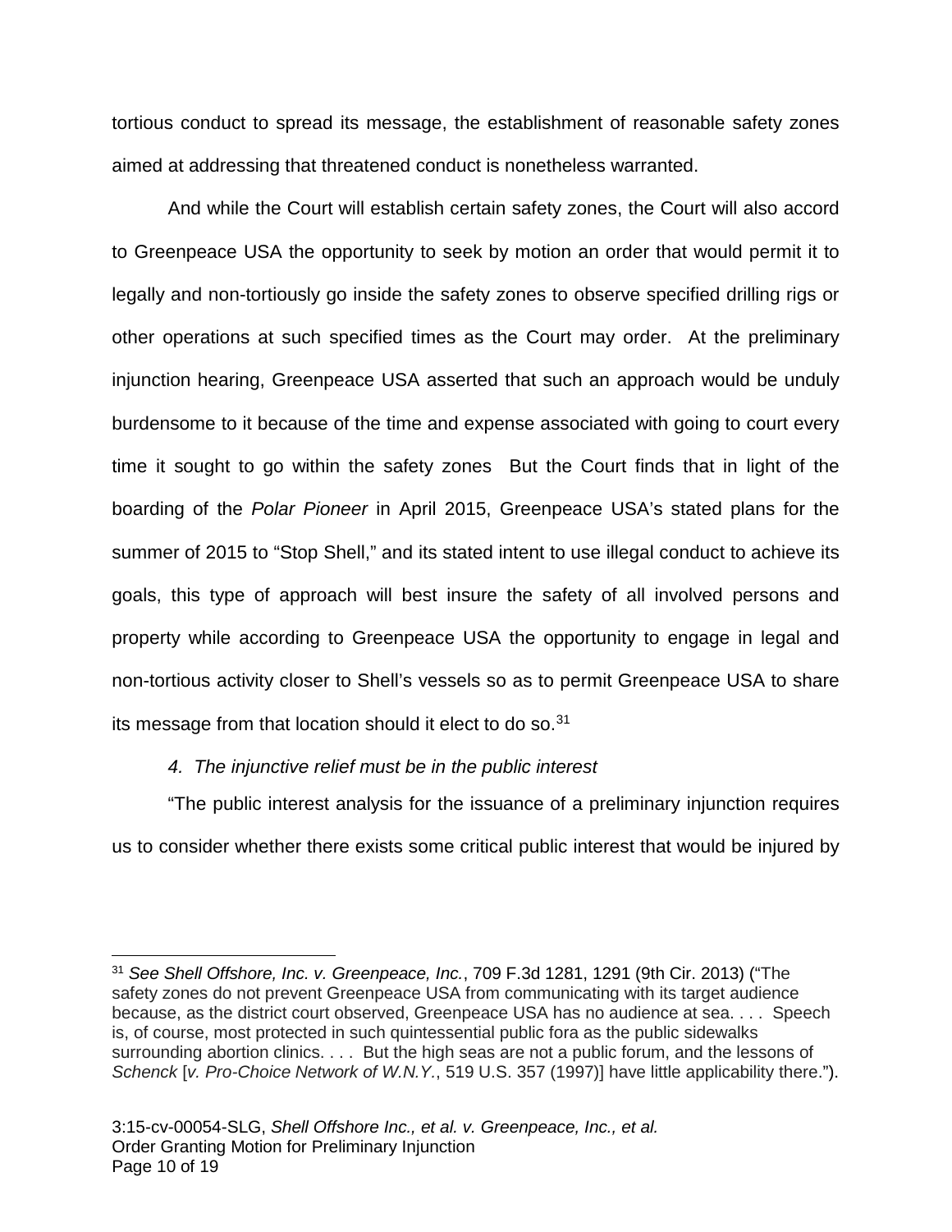tortious conduct to spread its message, the establishment of reasonable safety zones aimed at addressing that threatened conduct is nonetheless warranted.

And while the Court will establish certain safety zones, the Court will also accord to Greenpeace USA the opportunity to seek by motion an order that would permit it to legally and non-tortiously go inside the safety zones to observe specified drilling rigs or other operations at such specified times as the Court may order. At the preliminary injunction hearing, Greenpeace USA asserted that such an approach would be unduly burdensome to it because of the time and expense associated with going to court every time it sought to go within the safety zones But the Court finds that in light of the boarding of the *Polar Pioneer* in April 2015, Greenpeace USA's stated plans for the summer of 2015 to "Stop Shell," and its stated intent to use illegal conduct to achieve its goals, this type of approach will best insure the safety of all involved persons and property while according to Greenpeace USA the opportunity to engage in legal and non-tortious activity closer to Shell's vessels so as to permit Greenpeace USA to share its message from that location should it elect to do so.[31]

*4. The injunctive relief must be in the public interest*

"The public interest analysis for the issuance of a preliminary injunction requires us to consider whether there exists some critical public interest that would be injured by

---

[31] *See Shell Offshore, Inc. v. Greenpeace, Inc.*, 709 F.3d 1281, 1291 (9th Cir. 2013) ("The safety zones do not prevent Greenpeace USA from communicating with its target audience because, as the district court observed, Greenpeace USA has no audience at sea. . . . Speech is, of course, most protected in such quintessential public fora as the public sidewalks surrounding abortion clinics. . . . But the high seas are not a public forum, and the lessons of *Schenck* [*v. Pro-Choice Network of W.N.Y.*, 519 U.S. 357 (1997)] have little applicability there.").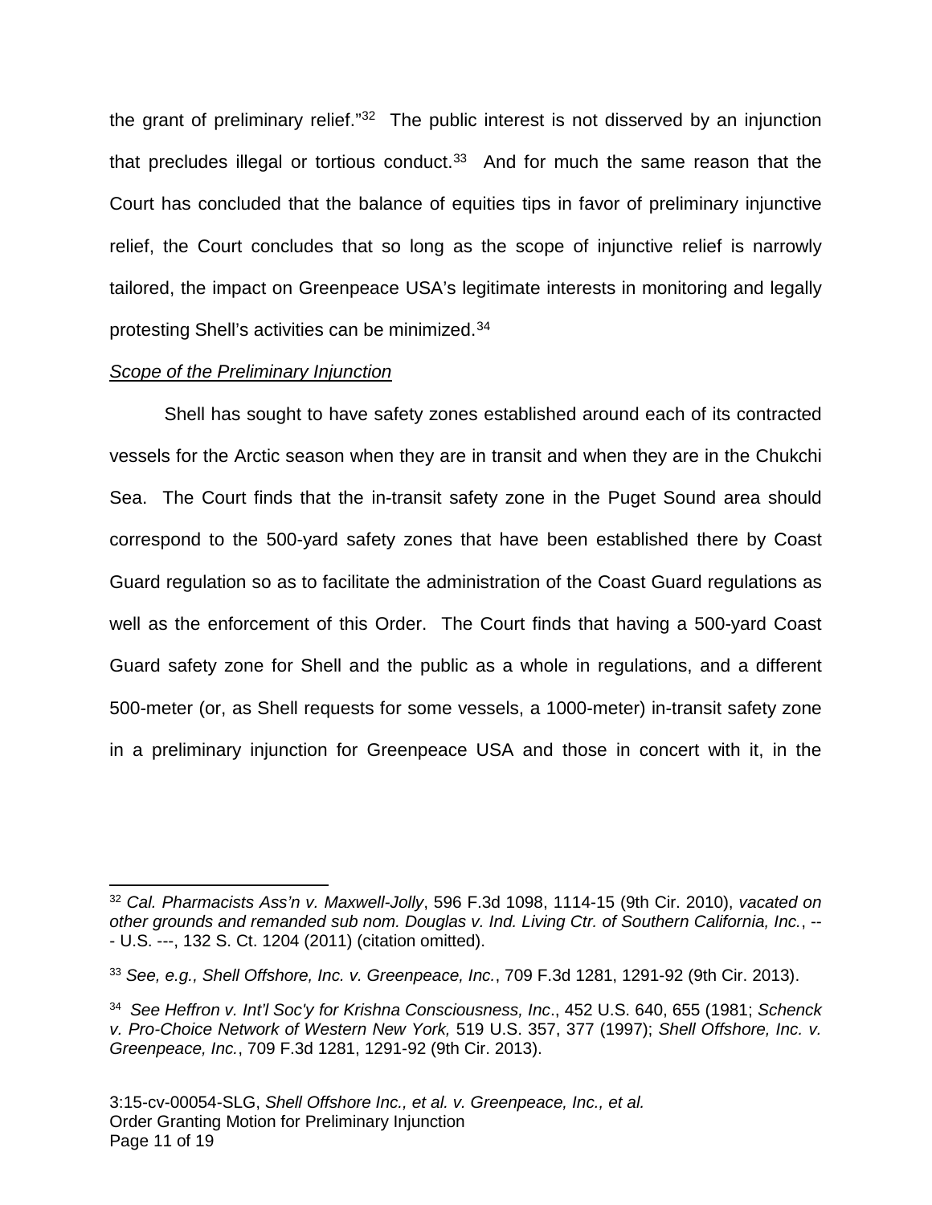the grant of preliminary relief."[32] The public interest is not disserved by an injunction that precludes illegal or tortious conduct.[33] And for much the same reason that the Court has concluded that the balance of equities tips in favor of preliminary injunctive relief, the Court concludes that so long as the scope of injunctive relief is narrowly tailored, the impact on Greenpeace USA's legitimate interests in monitoring and legally protesting Shell's activities can be minimized.[34]

*<u>Scope of the Preliminary Injunction</u>*

Shell has sought to have safety zones established around each of its contracted vessels for the Arctic season when they are in transit and when they are in the Chukchi Sea. The Court finds that the in-transit safety zone in the Puget Sound area should correspond to the 500-yard safety zones that have been established there by Coast Guard regulation so as to facilitate the administration of the Coast Guard regulations as well as the enforcement of this Order. The Court finds that having a 500-yard Coast Guard safety zone for Shell and the public as a whole in regulations, and a different 500-meter (or, as Shell requests for some vessels, a 1000-meter) in-transit safety zone in a preliminary injunction for Greenpeace USA and those in concert with it, in the

---

[32] *Cal. Pharmacists Ass'n v. Maxwell-Jolly*, 596 F.3d 1098, 1114-15 (9th Cir. 2010), *vacated on other grounds and remanded sub nom. Douglas v. Ind. Living Ctr. of Southern California, Inc.*, --- U.S. ---, 132 S. Ct. 1204 (2011) (citation omitted).

[33] *See, e.g., Shell Offshore, Inc. v. Greenpeace, Inc.*, 709 F.3d 1281, 1291-92 (9th Cir. 2013).

[34] *See Heffron v. Int'l Soc'y for Krishna Consciousness, Inc*., 452 U.S. 640, 655 (1981; *Schenck v. Pro-Choice Network of Western New York,* 519 U.S. 357, 377 (1997); *Shell Offshore, Inc. v. Greenpeace, Inc.*, 709 F.3d 1281, 1291-92 (9th Cir. 2013).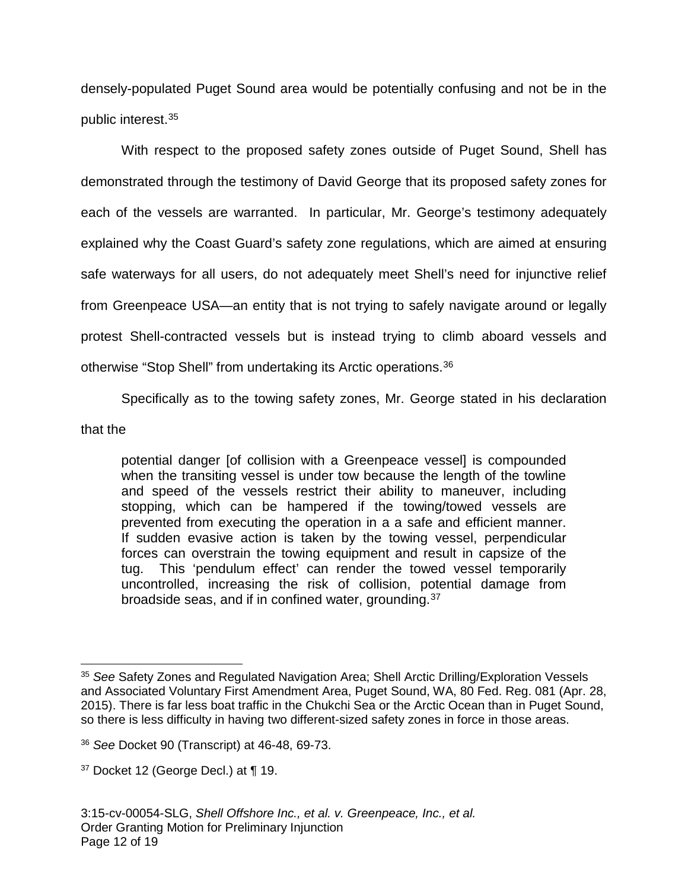densely-populated Puget Sound area would be potentially confusing and not be in the public interest.[35]

With respect to the proposed safety zones outside of Puget Sound, Shell has demonstrated through the testimony of David George that its proposed safety zones for each of the vessels are warranted. In particular, Mr. George's testimony adequately explained why the Coast Guard's safety zone regulations, which are aimed at ensuring safe waterways for all users, do not adequately meet Shell's need for injunctive relief from Greenpeace USA—an entity that is not trying to safely navigate around or legally protest Shell-contracted vessels but is instead trying to climb aboard vessels and otherwise "Stop Shell" from undertaking its Arctic operations.[36]

Specifically as to the towing safety zones, Mr. George stated in his declaration that the

> potential danger [of collision with a Greenpeace vessel] is compounded when the transiting vessel is under tow because the length of the towline and speed of the vessels restrict their ability to maneuver, including stopping, which can be hampered if the towing/towed vessels are prevented from executing the operation in a a safe and efficient manner. If sudden evasive action is taken by the towing vessel, perpendicular forces can overstrain the towing equipment and result in capsize of the tug. This 'pendulum effect' can render the towed vessel temporarily uncontrolled, increasing the risk of collision, potential damage from broadside seas, and if in confined water, grounding.[37]

---

[35] *See* Safety Zones and Regulated Navigation Area; Shell Arctic Drilling/Exploration Vessels and Associated Voluntary First Amendment Area, Puget Sound, WA, 80 Fed. Reg. 081 (Apr. 28, 2015). There is far less boat traffic in the Chukchi Sea or the Arctic Ocean than in Puget Sound, so there is less difficulty in having two different-sized safety zones in force in those areas.

[36] *See* Docket 90 (Transcript) at 46-48, 69-73.

[37] Docket 12 (George Decl.) at ¶ 19.

3:15-cv-00054-SLG, *Shell Offshore Inc., et al. v. Greenpeace, Inc., et al.*
Order Granting Motion for Preliminary Injunction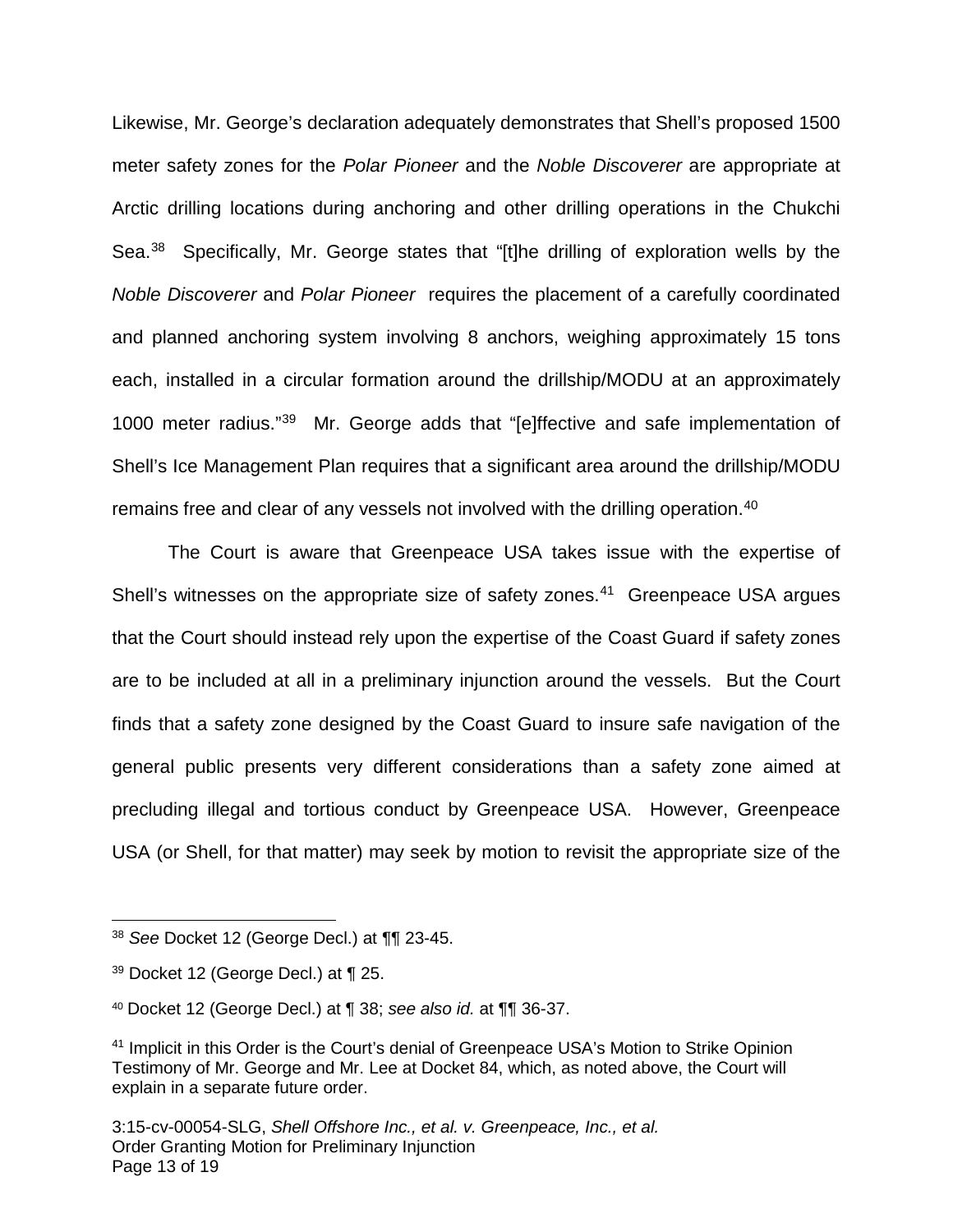Likewise, Mr. George's declaration adequately demonstrates that Shell's proposed 1500 meter safety zones for the *Polar Pioneer* and the *Noble Discoverer* are appropriate at Arctic drilling locations during anchoring and other drilling operations in the Chukchi Sea.[38] Specifically, Mr. George states that "[t]he drilling of exploration wells by the *Noble Discoverer* and *Polar Pioneer* requires the placement of a carefully coordinated and planned anchoring system involving 8 anchors, weighing approximately 15 tons each, installed in a circular formation around the drillship/MODU at an approximately 1000 meter radius."[39] Mr. George adds that "[e]ffective and safe implementation of Shell's Ice Management Plan requires that a significant area around the drillship/MODU remains free and clear of any vessels not involved with the drilling operation.[40]

The Court is aware that Greenpeace USA takes issue with the expertise of Shell's witnesses on the appropriate size of safety zones.[41] Greenpeace USA argues that the Court should instead rely upon the expertise of the Coast Guard if safety zones are to be included at all in a preliminary injunction around the vessels. But the Court finds that a safety zone designed by the Coast Guard to insure safe navigation of the general public presents very different considerations than a safety zone aimed at precluding illegal and tortious conduct by Greenpeace USA. However, Greenpeace USA (or Shell, for that matter) may seek by motion to revisit the appropriate size of the

---

[38] *See* Docket 12 (George Decl.) at ¶¶ 23-45.

[39] Docket 12 (George Decl.) at ¶ 25.

[40] Docket 12 (George Decl.) at ¶ 38; *see also id.* at ¶¶ 36-37.

[41] Implicit in this Order is the Court's denial of Greenpeace USA's Motion to Strike Opinion Testimony of Mr. George and Mr. Lee at Docket 84, which, as noted above, the Court will explain in a separate future order.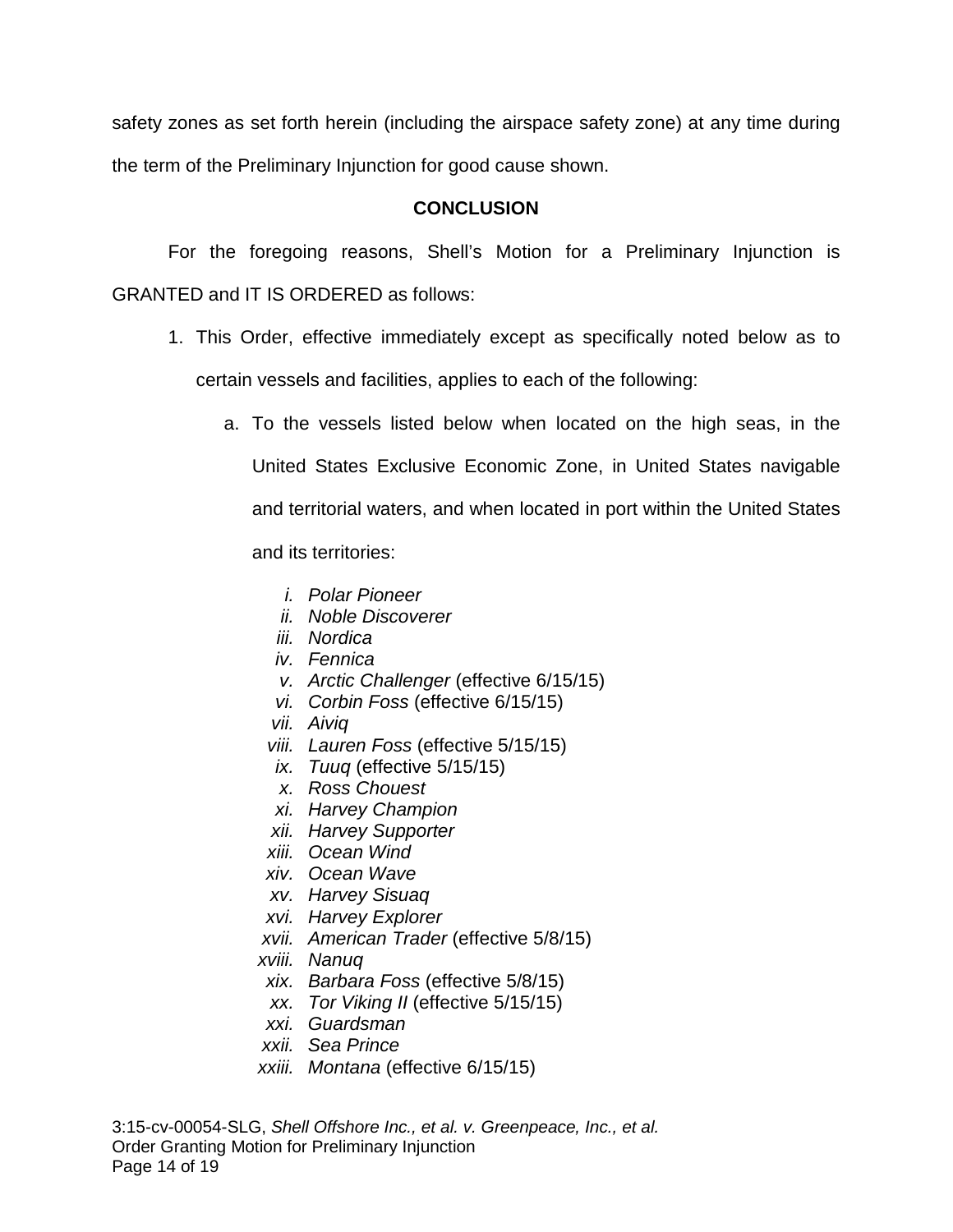safety zones as set forth herein (including the airspace safety zone) at any time during the term of the Preliminary Injunction for good cause shown.

## CONCLUSION

For the foregoing reasons, Shell's Motion for a Preliminary Injunction is GRANTED and IT IS ORDERED as follows:

1. This Order, effective immediately except as specifically noted below as to certain vessels and facilities, applies to each of the following:

   a. To the vessels listed below when located on the high seas, in the United States Exclusive Economic Zone, in United States navigable and territorial waters, and when located in port within the United States and its territories:

      i. *Polar Pioneer*
      ii. *Noble Discoverer*
      iii. *Nordica*
      iv. *Fennica*
      v. *Arctic Challenger* (effective 6/15/15)
      vi. *Corbin Foss* (effective 6/15/15)
      vii. *Aiviq*
      viii. *Lauren Foss* (effective 5/15/15)
      ix. *Tuuq* (effective 5/15/15)
      x. *Ross Chouest*
      xi. *Harvey Champion*
      xii. *Harvey Supporter*
      xiii. *Ocean Wind*
      xiv. *Ocean Wave*
      xv. *Harvey Sisuaq*
      xvi. *Harvey Explorer*
      xvii. *American Trader* (effective 5/8/15)
      xviii. *Nanuq*
      xix. *Barbara Foss* (effective 5/8/15)
      xx. *Tor Viking II* (effective 5/15/15)
      xxi. *Guardsman*
      xxii. *Sea Prince*
      xxiii. *Montana* (effective 6/15/15)

3:15-cv-00054-SLG, *Shell Offshore Inc., et al. v. Greenpeace, Inc., et al.*
Order Granting Motion for Preliminary Injunction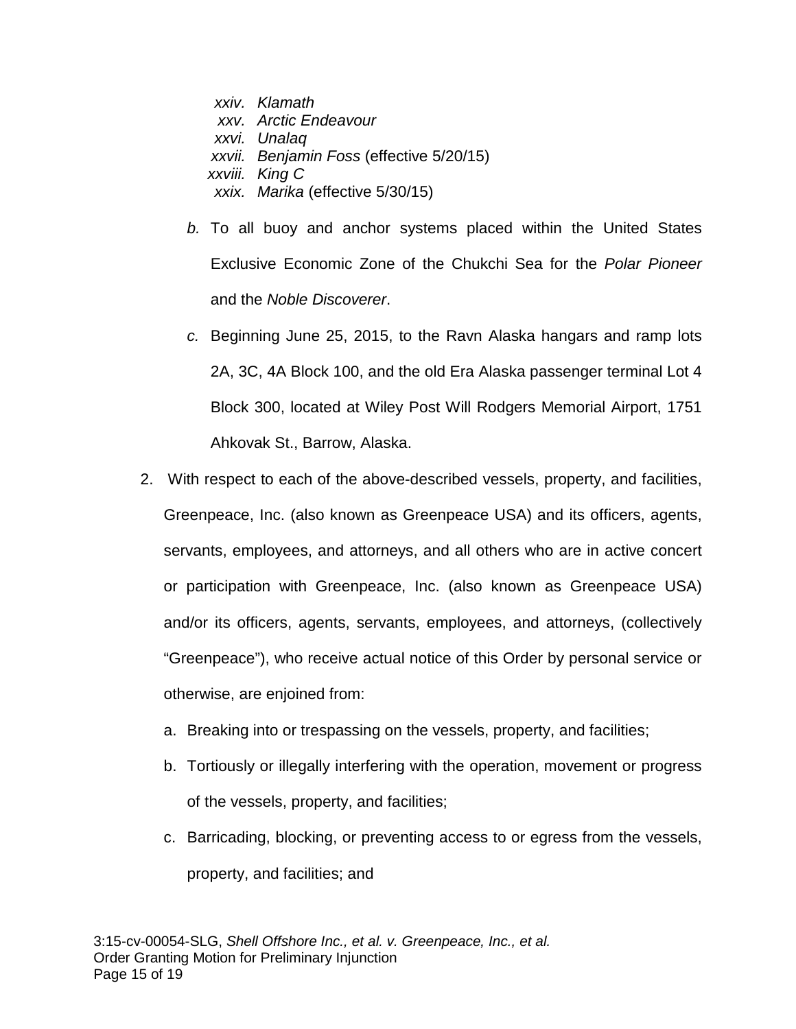*xxiv. Klamath*
*xxv. Arctic Endeavour*
*xxvi. Unalaq*
*xxvii. Benjamin Foss* (effective 5/20/15)
*xxviii. King C*
*xxix. Marika* (effective 5/30/15)

*b.* To all buoy and anchor systems placed within the United States Exclusive Economic Zone of the Chukchi Sea for the *Polar Pioneer* and the *Noble Discoverer*.

*c.* Beginning June 25, 2015, to the Ravn Alaska hangars and ramp lots 2A, 3C, 4A Block 100, and the old Era Alaska passenger terminal Lot 4 Block 300, located at Wiley Post Will Rodgers Memorial Airport, 1751 Ahkovak St., Barrow, Alaska.

2. With respect to each of the above-described vessels, property, and facilities, Greenpeace, Inc. (also known as Greenpeace USA) and its officers, agents, servants, employees, and attorneys, and all others who are in active concert or participation with Greenpeace, Inc. (also known as Greenpeace USA) and/or its officers, agents, servants, employees, and attorneys, (collectively "Greenpeace"), who receive actual notice of this Order by personal service or otherwise, are enjoined from:

   a. Breaking into or trespassing on the vessels, property, and facilities;

   b. Tortiously or illegally interfering with the operation, movement or progress of the vessels, property, and facilities;

   c. Barricading, blocking, or preventing access to or egress from the vessels, property, and facilities; and

3:15-cv-00054-SLG, *Shell Offshore Inc., et al. v. Greenpeace, Inc., et al.*
Order Granting Motion for Preliminary Injunction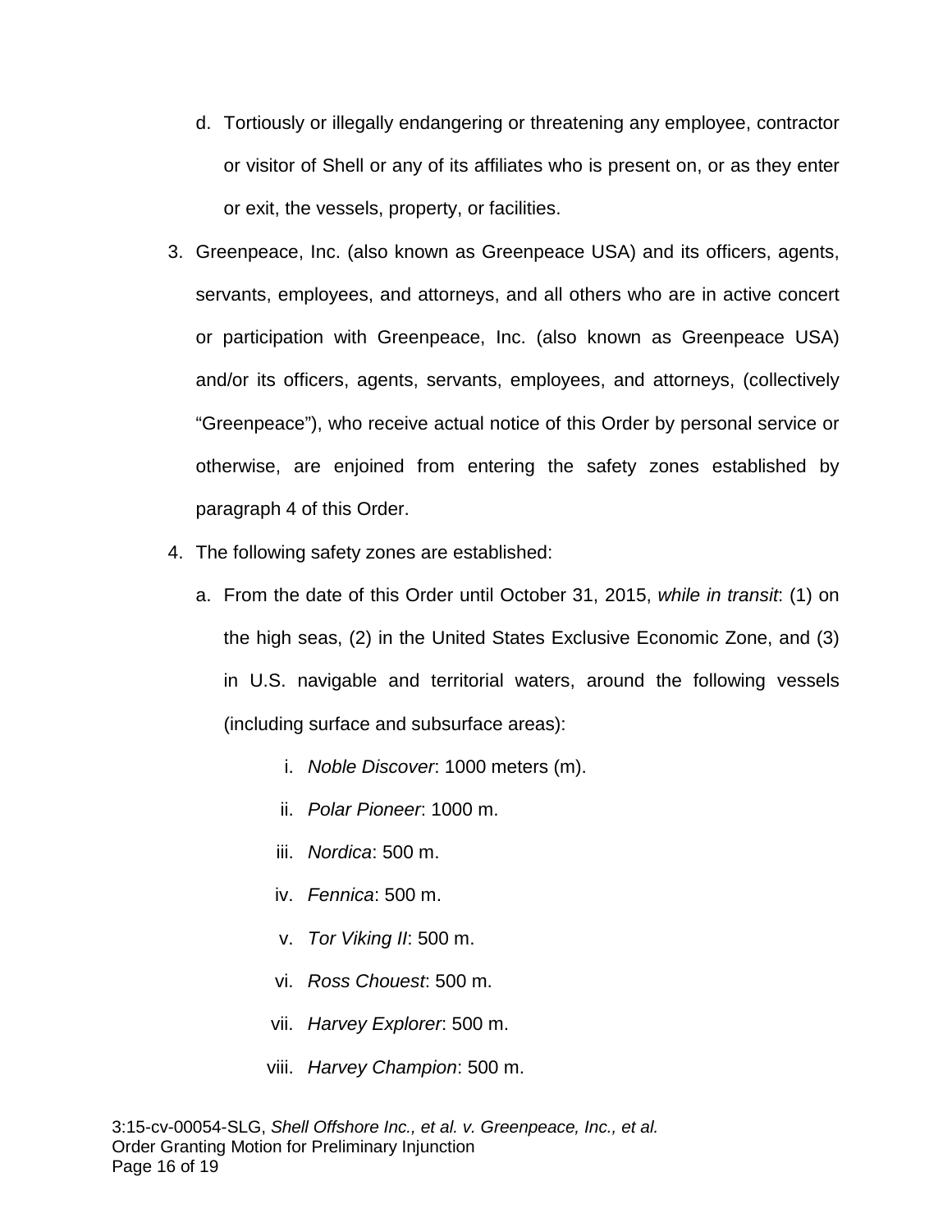d. Tortiously or illegally endangering or threatening any employee, contractor or visitor of Shell or any of its affiliates who is present on, or as they enter or exit, the vessels, property, or facilities.

3. Greenpeace, Inc. (also known as Greenpeace USA) and its officers, agents, servants, employees, and attorneys, and all others who are in active concert or participation with Greenpeace, Inc. (also known as Greenpeace USA) and/or its officers, agents, servants, employees, and attorneys, (collectively "Greenpeace"), who receive actual notice of this Order by personal service or otherwise, are enjoined from entering the safety zones established by paragraph 4 of this Order.

4. The following safety zones are established:

   a. From the date of this Order until October 31, 2015, *while in transit*: (1) on the high seas, (2) in the United States Exclusive Economic Zone, and (3) in U.S. navigable and territorial waters, around the following vessels (including surface and subsurface areas):

      i. *Noble Discover*: 1000 meters (m).

      ii. *Polar Pioneer*: 1000 m.

      iii. *Nordica*: 500 m.

      iv. *Fennica*: 500 m.

      v. *Tor Viking II*: 500 m.

      vi. *Ross Chouest*: 500 m.

      vii. *Harvey Explorer*: 500 m.

      viii. *Harvey Champion*: 500 m.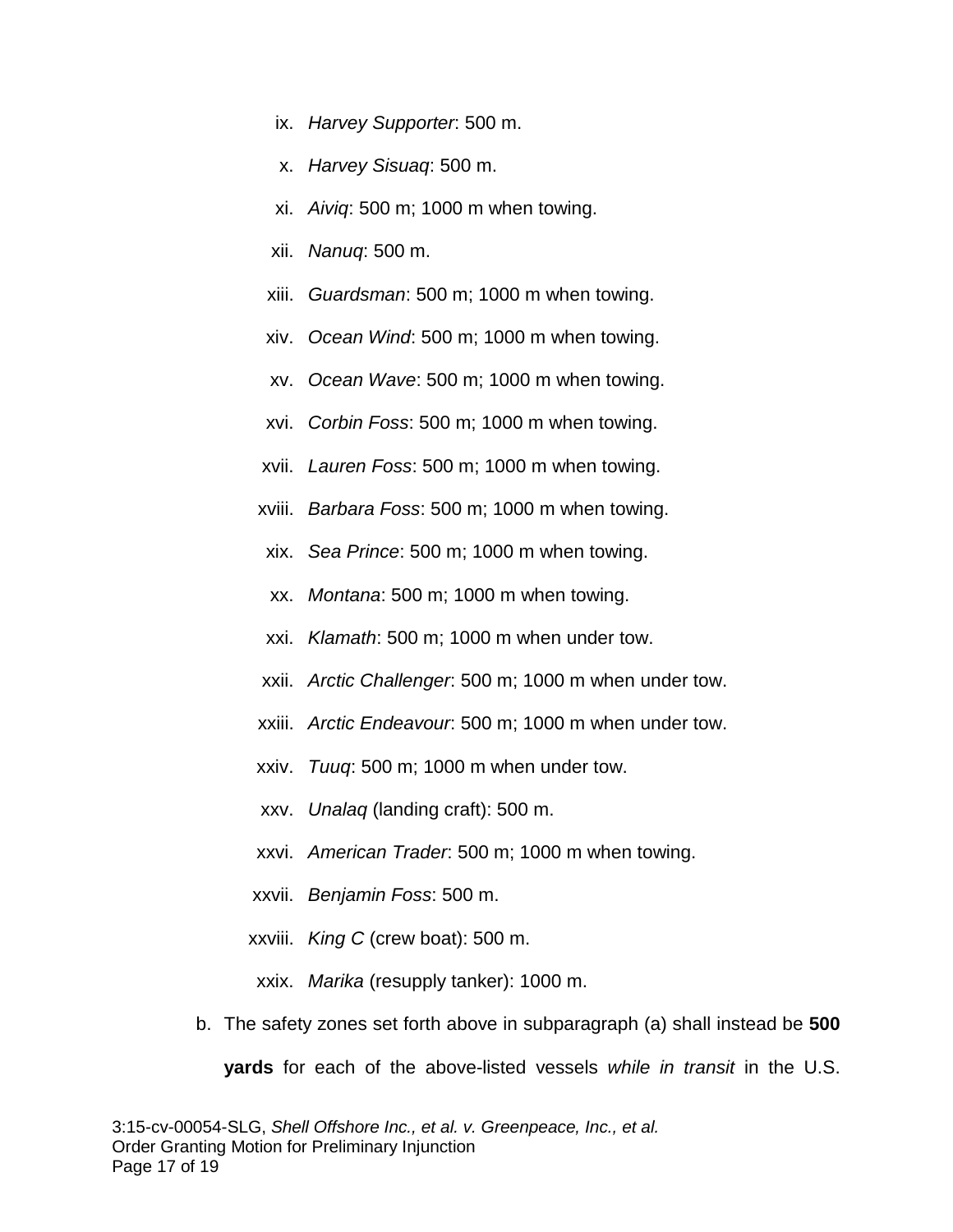ix. *Harvey Supporter*: 500 m.

x. *Harvey Sisuaq*: 500 m.

xi. *Aiviq*: 500 m; 1000 m when towing.

xii. *Nanuq*: 500 m.

xiii. *Guardsman*: 500 m; 1000 m when towing.

xiv. *Ocean Wind*: 500 m; 1000 m when towing.

xv. *Ocean Wave*: 500 m; 1000 m when towing.

xvi. *Corbin Foss*: 500 m; 1000 m when towing.

xvii. *Lauren Foss*: 500 m; 1000 m when towing.

xviii. *Barbara Foss*: 500 m; 1000 m when towing.

xix. *Sea Prince*: 500 m; 1000 m when towing.

xx. *Montana*: 500 m; 1000 m when towing.

xxi. *Klamath*: 500 m; 1000 m when under tow.

xxii. *Arctic Challenger*: 500 m; 1000 m when under tow.

xxiii. *Arctic Endeavour*: 500 m; 1000 m when under tow.

xxiv. *Tuuq*: 500 m; 1000 m when under tow.

xxv. *Unalaq* (landing craft): 500 m.

xxvi. *American Trader*: 500 m; 1000 m when towing.

xxvii. *Benjamin Foss*: 500 m.

xxviii. *King C* (crew boat): 500 m.

xxix. *Marika* (resupply tanker): 1000 m.

b. The safety zones set forth above in subparagraph (a) shall instead be **500 yards** for each of the above-listed vessels *while in transit* in the U.S.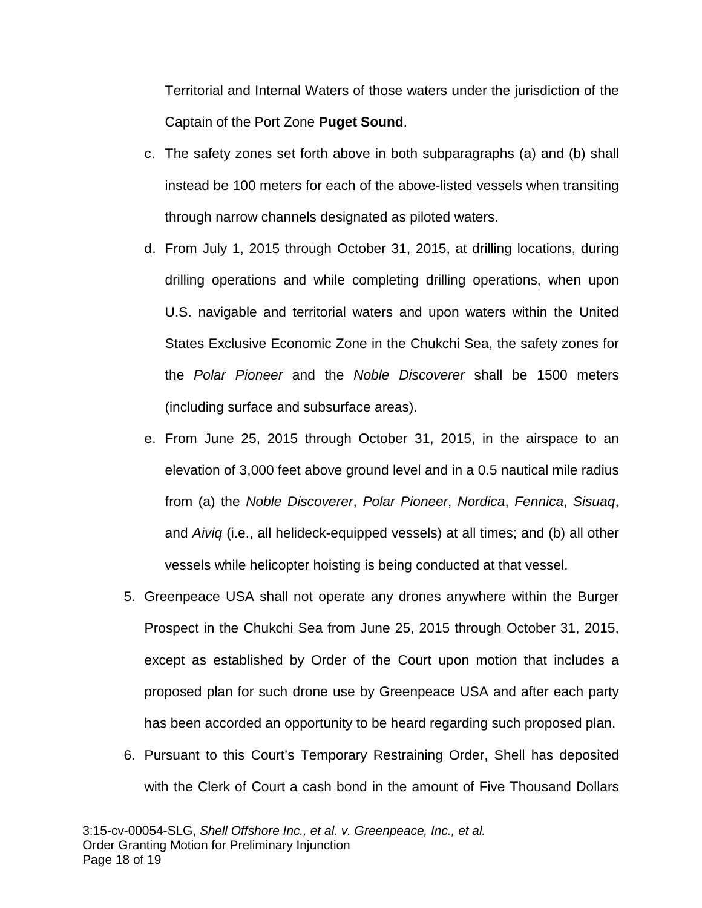Territorial and Internal Waters of those waters under the jurisdiction of the Captain of the Port Zone **Puget Sound**.

c. The safety zones set forth above in both subparagraphs (a) and (b) shall instead be 100 meters for each of the above-listed vessels when transiting through narrow channels designated as piloted waters.

d. From July 1, 2015 through October 31, 2015, at drilling locations, during drilling operations and while completing drilling operations, when upon U.S. navigable and territorial waters and upon waters within the United States Exclusive Economic Zone in the Chukchi Sea, the safety zones for the *Polar Pioneer* and the *Noble Discoverer* shall be 1500 meters (including surface and subsurface areas).

e. From June 25, 2015 through October 31, 2015, in the airspace to an elevation of 3,000 feet above ground level and in a 0.5 nautical mile radius from (a) the *Noble Discoverer*, *Polar Pioneer*, *Nordica*, *Fennica*, *Sisuaq*, and *Aiviq* (i.e., all helideck-equipped vessels) at all times; and (b) all other vessels while helicopter hoisting is being conducted at that vessel.

5. Greenpeace USA shall not operate any drones anywhere within the Burger Prospect in the Chukchi Sea from June 25, 2015 through October 31, 2015, except as established by Order of the Court upon motion that includes a proposed plan for such drone use by Greenpeace USA and after each party has been accorded an opportunity to be heard regarding such proposed plan.

6. Pursuant to this Court's Temporary Restraining Order, Shell has deposited with the Clerk of Court a cash bond in the amount of Five Thousand Dollars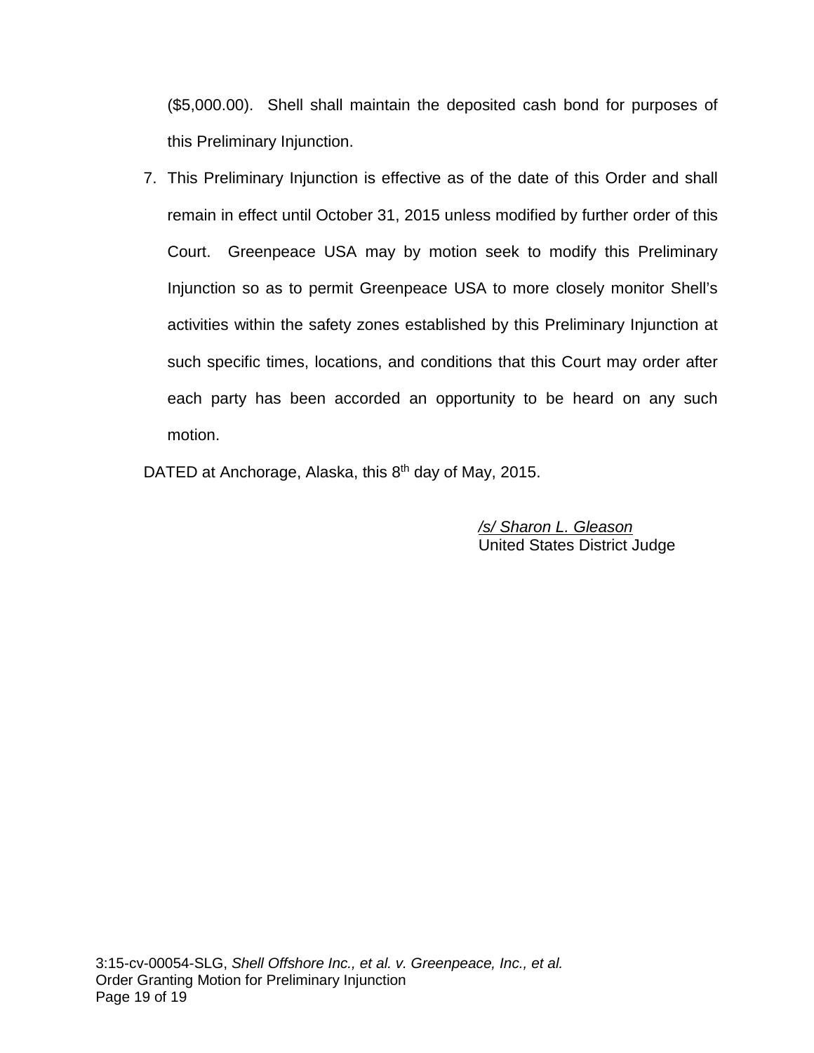($5,000.00). Shell shall maintain the deposited cash bond for purposes of this Preliminary Injunction.

7. This Preliminary Injunction is effective as of the date of this Order and shall remain in effect until October 31, 2015 unless modified by further order of this Court. Greenpeace USA may by motion seek to modify this Preliminary Injunction so as to permit Greenpeace USA to more closely monitor Shell's activities within the safety zones established by this Preliminary Injunction at such specific times, locations, and conditions that this Court may order after each party has been accorded an opportunity to be heard on any such motion.

DATED at Anchorage, Alaska, this 8th day of May, 2015.

*/s/ Sharon L. Gleason*
United States District Judge